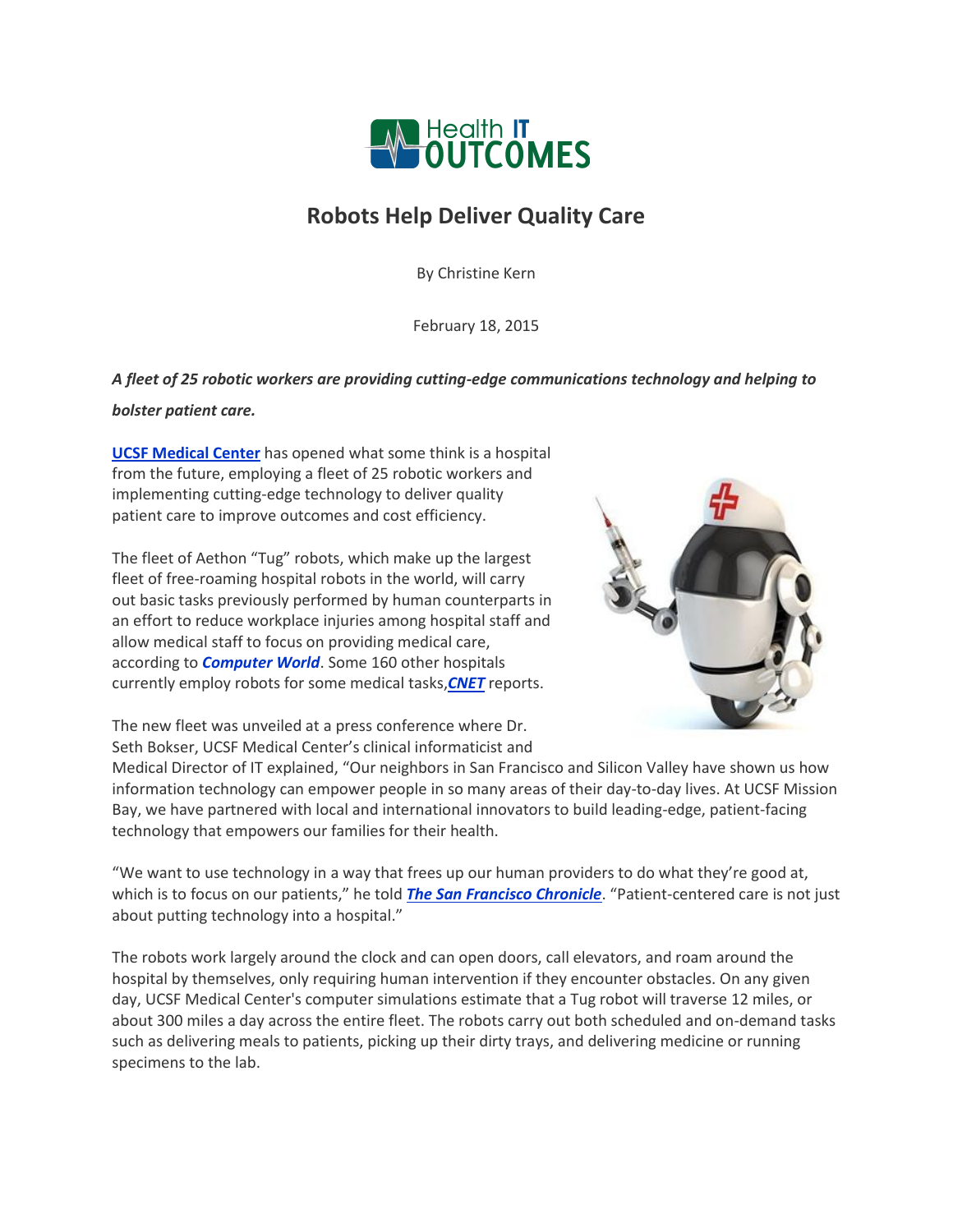# Robots Help Deliver Quality Care

By Christine Kern

February 18, 2015

***A fleet of 25 robotic workers are providing cutting-edge communications technology and helping to bolster patient care.***

**UCSF Medical Center** has opened what some think is a hospital from the future, employing a fleet of 25 robotic workers and implementing cutting-edge technology to deliver quality patient care to improve outcomes and cost efficiency.

The fleet of Aethon "Tug" robots, which make up the largest fleet of free-roaming hospital robots in the world, will carry out basic tasks previously performed by human counterparts in an effort to reduce workplace injuries among hospital staff and allow medical staff to focus on providing medical care, according to ***Computer World***. Some 160 other hospitals currently employ robots for some medical tasks,***CNET*** reports.

The new fleet was unveiled at a press conference where Dr. Seth Bokser, UCSF Medical Center's clinical informaticist and Medical Director of IT explained, "Our neighbors in San Francisco and Silicon Valley have shown us how information technology can empower people in so many areas of their day-to-day lives. At UCSF Mission Bay, we have partnered with local and international innovators to build leading-edge, patient-facing technology that empowers our families for their health.

"We want to use technology in a way that frees up our human providers to do what they're good at, which is to focus on our patients," he told ***The San Francisco Chronicle***. "Patient-centered care is not just about putting technology into a hospital."

The robots work largely around the clock and can open doors, call elevators, and roam around the hospital by themselves, only requiring human intervention if they encounter obstacles. On any given day, UCSF Medical Center's computer simulations estimate that a Tug robot will traverse 12 miles, or about 300 miles a day across the entire fleet. The robots carry out both scheduled and on-demand tasks such as delivering meals to patients, picking up their dirty trays, and delivering medicine or running specimens to the lab.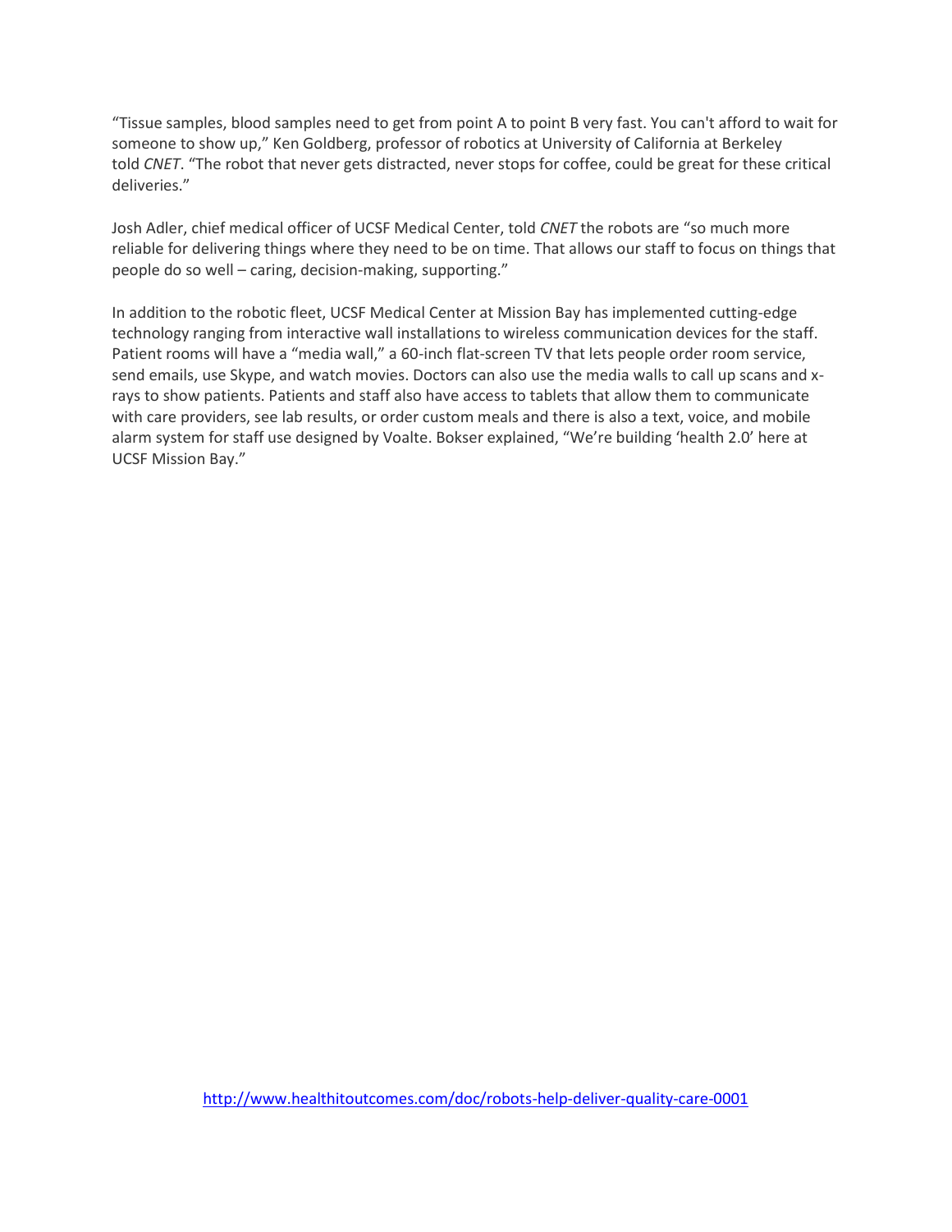"Tissue samples, blood samples need to get from point A to point B very fast. You can't afford to wait for someone to show up," Ken Goldberg, professor of robotics at University of California at Berkeley told *CNET*. "The robot that never gets distracted, never stops for coffee, could be great for these critical deliveries."

Josh Adler, chief medical officer of UCSF Medical Center, told *CNET* the robots are "so much more reliable for delivering things where they need to be on time. That allows our staff to focus on things that people do so well – caring, decision-making, supporting."

In addition to the robotic fleet, UCSF Medical Center at Mission Bay has implemented cutting-edge technology ranging from interactive wall installations to wireless communication devices for the staff. Patient rooms will have a "media wall," a 60-inch flat-screen TV that lets people order room service, send emails, use Skype, and watch movies. Doctors can also use the media walls to call up scans and x-rays to show patients. Patients and staff also have access to tablets that allow them to communicate with care providers, see lab results, or order custom meals and there is also a text, voice, and mobile alarm system for staff use designed by Voalte. Bokser explained, "We're building 'health 2.0' here at UCSF Mission Bay."

http://www.healthitoutcomes.com/doc/robots-help-deliver-quality-care-0001